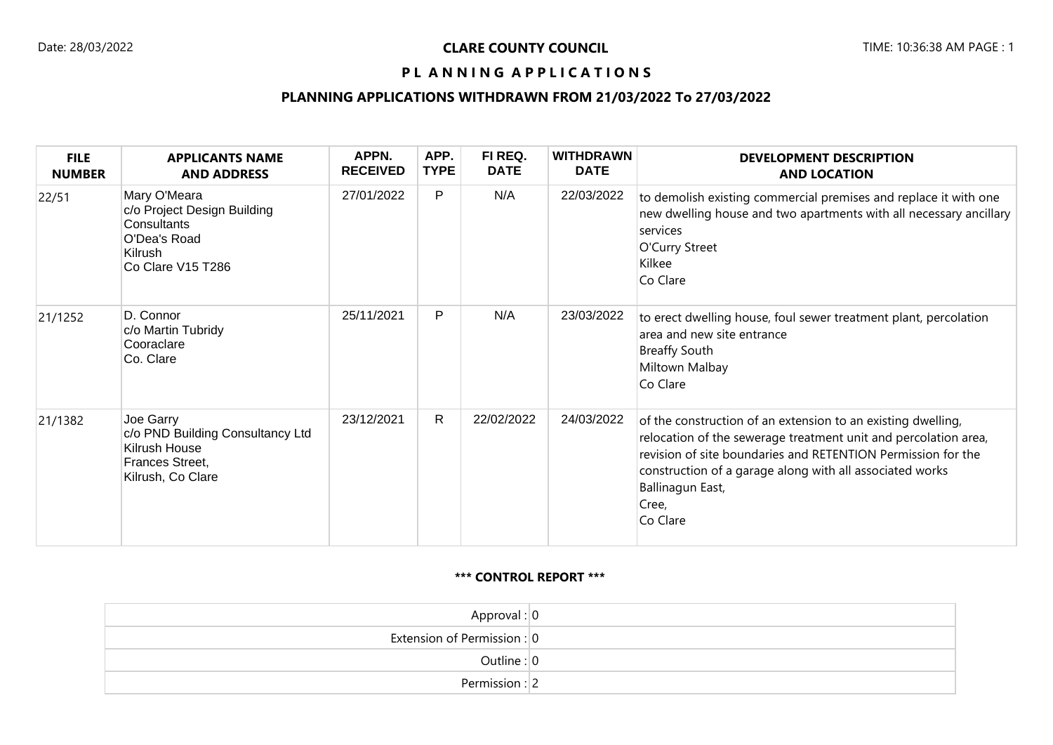Date: 28/03/2022

**CLARE COUNTY COUNCIL**

TIME: 10:36:38 AM PAGE : 1

**P L A N N I N G A P P L I C A T I O N S**

**PLANNING APPLICATIONS WITHDRAWN FROM 21/03/2022 To 27/03/2022**

| FILE NUMBER | APPLICANTS NAME AND ADDRESS | APPN. RECEIVED | APP. TYPE | FI REQ. DATE | WITHDRAWN DATE | DEVELOPMENT DESCRIPTION AND LOCATION |
|---|---|---|---|---|---|---|
| 22/51 | Mary O'Meara<br>c/o Project Design Building Consultants<br>O'Dea's Road<br>Kilrush<br>Co Clare V15 T286 | 27/01/2022 | P | N/A | 22/03/2022 | to demolish existing commercial premises and replace it with one new dwelling house and two apartments with all necessary ancillary services<br>O'Curry Street<br>Kilkee<br>Co Clare |
| 21/1252 | D. Connor<br>c/o Martin Tubridy<br>Cooraclare<br>Co. Clare | 25/11/2021 | P | N/A | 23/03/2022 | to erect dwelling house, foul sewer treatment plant, percolation area and new site entrance<br>Breaffy South<br>Miltown Malbay<br>Co Clare |
| 21/1382 | Joe Garry<br>c/o PND Building Consultancy Ltd<br>Kilrush House<br>Frances Street,<br>Kilrush, Co Clare | 23/12/2021 | R | 22/02/2022 | 24/03/2022 | of the construction of an extension to an existing dwelling, relocation of the sewerage treatment unit and percolation area, revision of site boundaries and RETENTION Permission for the construction of a garage along with all associated works<br>Ballinagun East,<br>Cree,<br>Co Clare |

**\*\*\* CONTROL REPORT \*\*\***

| | |
|---|---|
| Approval : | 0 |
| Extension of Permission : | 0 |
| Outline : | 0 |
| Permission : | 2 |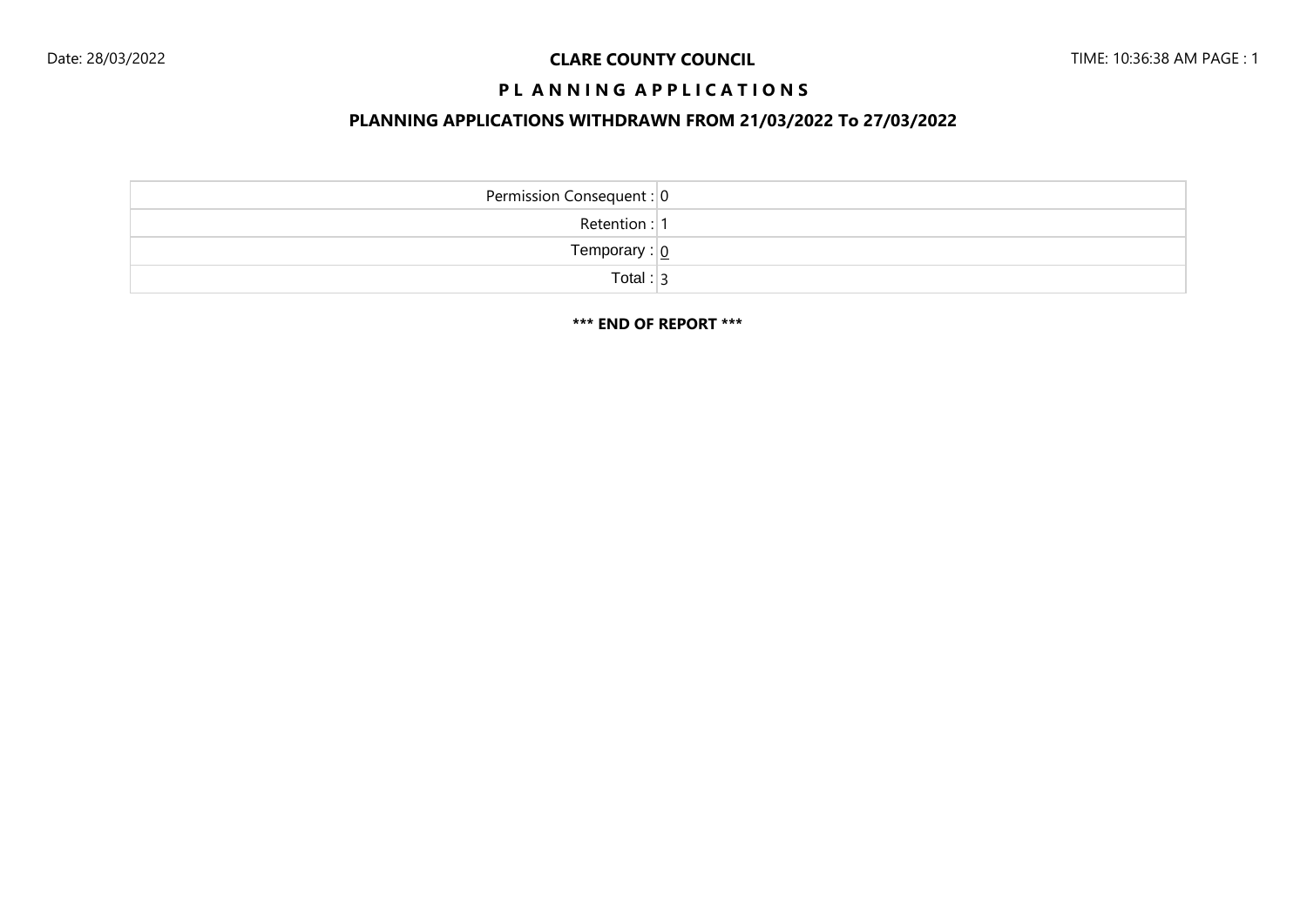**CLARE COUNTY COUNCIL**

**P L A N N I N G A P P L I C A T I O N S**

**PLANNING APPLICATIONS WITHDRAWN FROM 21/03/2022 To 27/03/2022**

| | |
|---|---|
| Permission Consequent : | 0 |
| Retention : | 1 |
| Temporary : | 0 |
| Total : | 3 |

**\*\*\* END OF REPORT \*\*\***